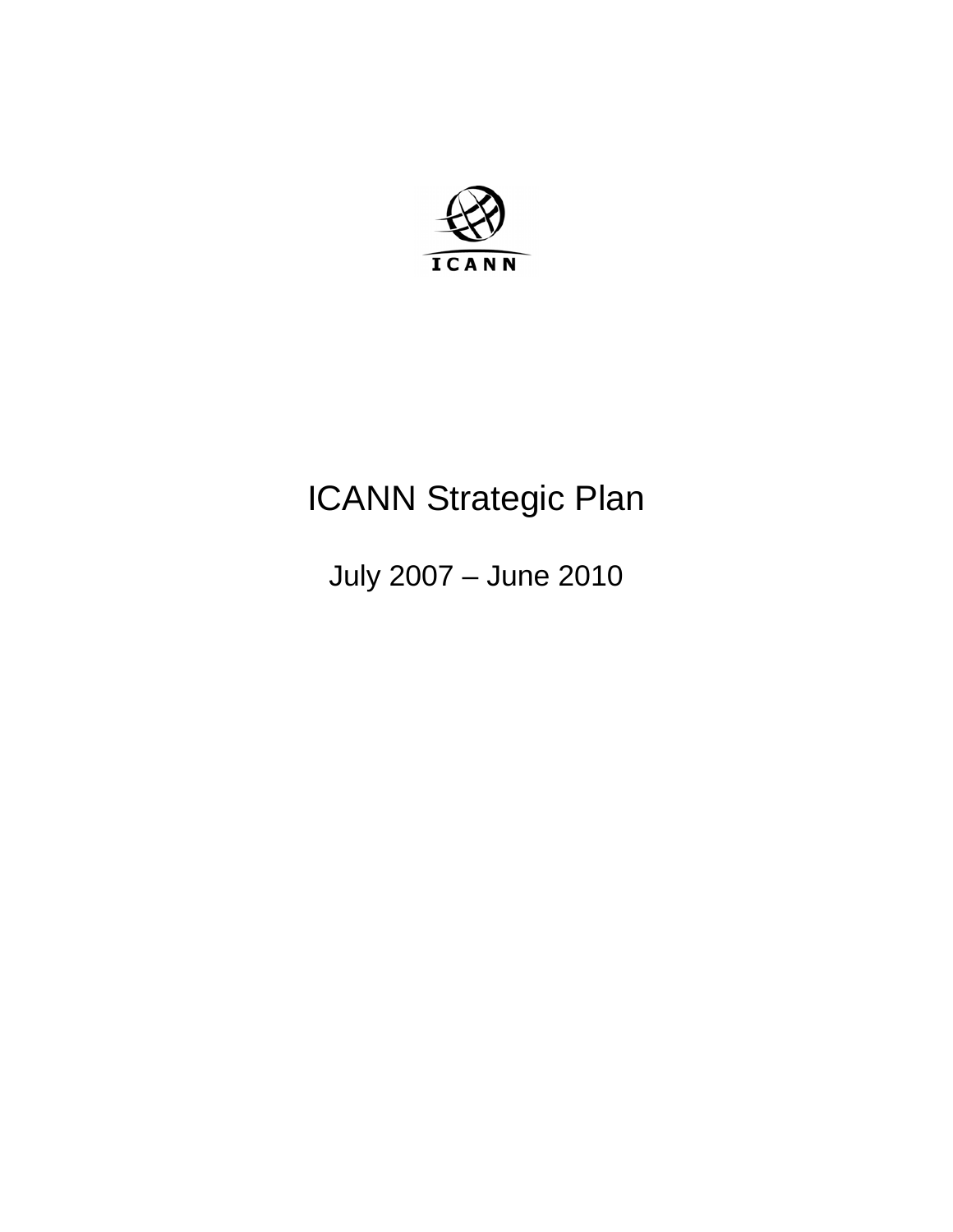ICANN

# ICANN Strategic Plan

July 2007 – June 2010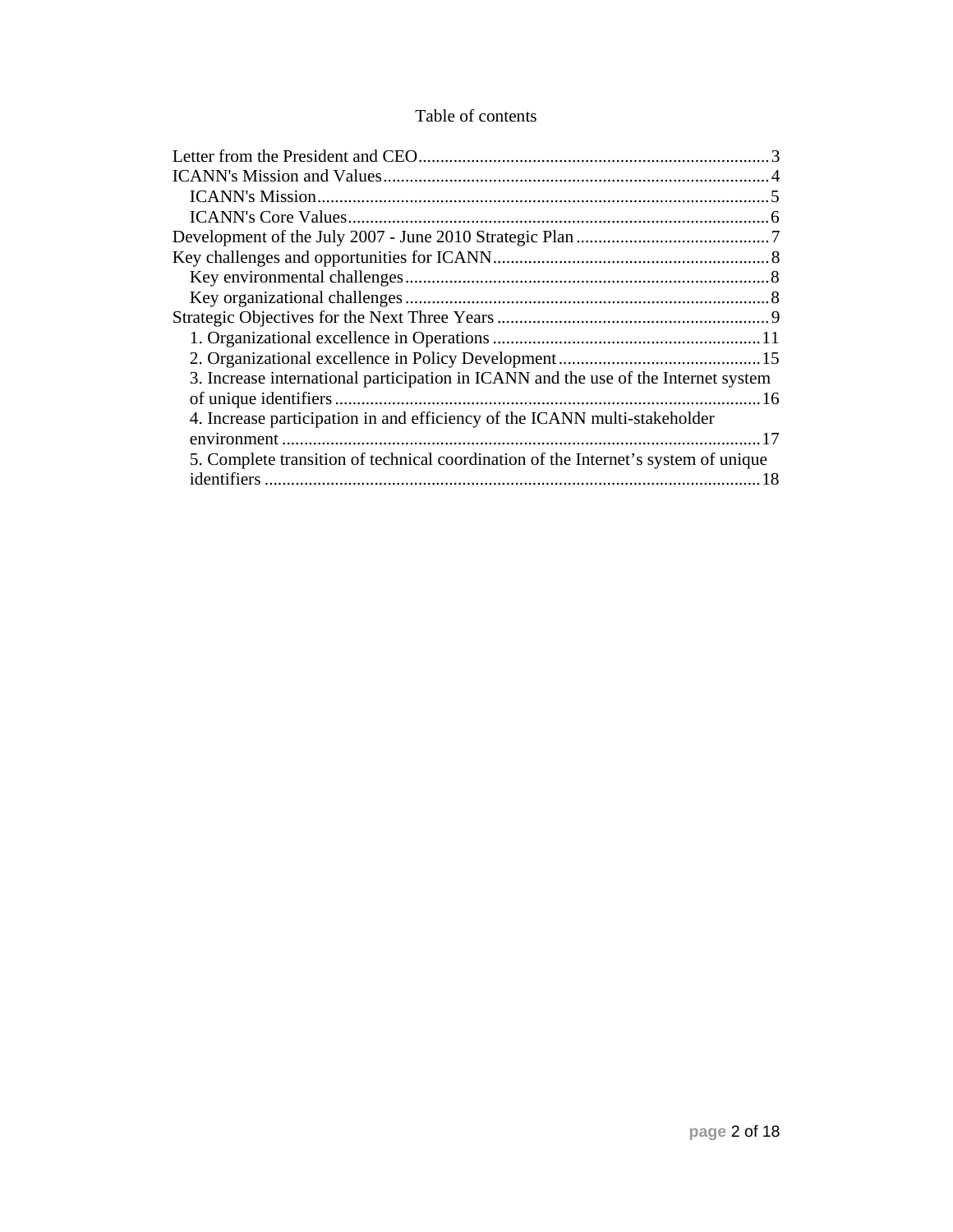# Table of contents

- Letter from the President and CEO ........ 3
- ICANN's Mission and Values ........ 4
  - ICANN's Mission ........ 5
  - ICANN's Core Values ........ 6
- Development of the July 2007 - June 2010 Strategic Plan ........ 7
- Key challenges and opportunities for ICANN ........ 8
  - Key environmental challenges ........ 8
  - Key organizational challenges ........ 8
- Strategic Objectives for the Next Three Years ........ 9
  - 1. Organizational excellence in Operations ........ 11
  - 2. Organizational excellence in Policy Development ........ 15
  - 3. Increase international participation in ICANN and the use of the Internet system of unique identifiers ........ 16
  - 4. Increase participation in and efficiency of the ICANN multi-stakeholder environment ........ 17
  - 5. Complete transition of technical coordination of the Internet's system of unique identifiers ........ 18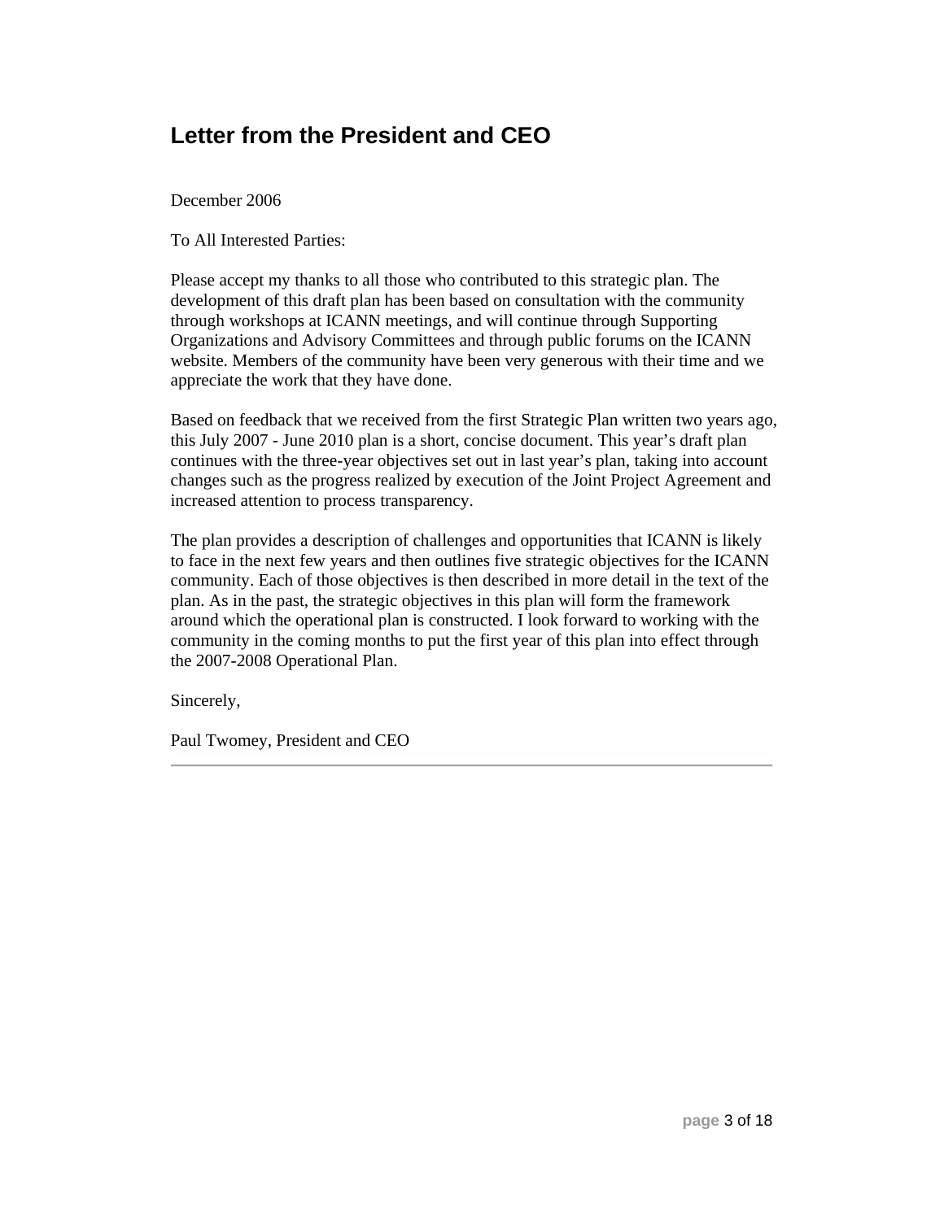## Letter from the President and CEO

December 2006

To All Interested Parties:

Please accept my thanks to all those who contributed to this strategic plan. The development of this draft plan has been based on consultation with the community through workshops at ICANN meetings, and will continue through Supporting Organizations and Advisory Committees and through public forums on the ICANN website. Members of the community have been very generous with their time and we appreciate the work that they have done.

Based on feedback that we received from the first Strategic Plan written two years ago, this July 2007 - June 2010 plan is a short, concise document. This year's draft plan continues with the three-year objectives set out in last year's plan, taking into account changes such as the progress realized by execution of the Joint Project Agreement and increased attention to process transparency.

The plan provides a description of challenges and opportunities that ICANN is likely to face in the next few years and then outlines five strategic objectives for the ICANN community. Each of those objectives is then described in more detail in the text of the plan. As in the past, the strategic objectives in this plan will form the framework around which the operational plan is constructed. I look forward to working with the community in the coming months to put the first year of this plan into effect through the 2007-2008 Operational Plan.

Sincerely,

Paul Twomey, President and CEO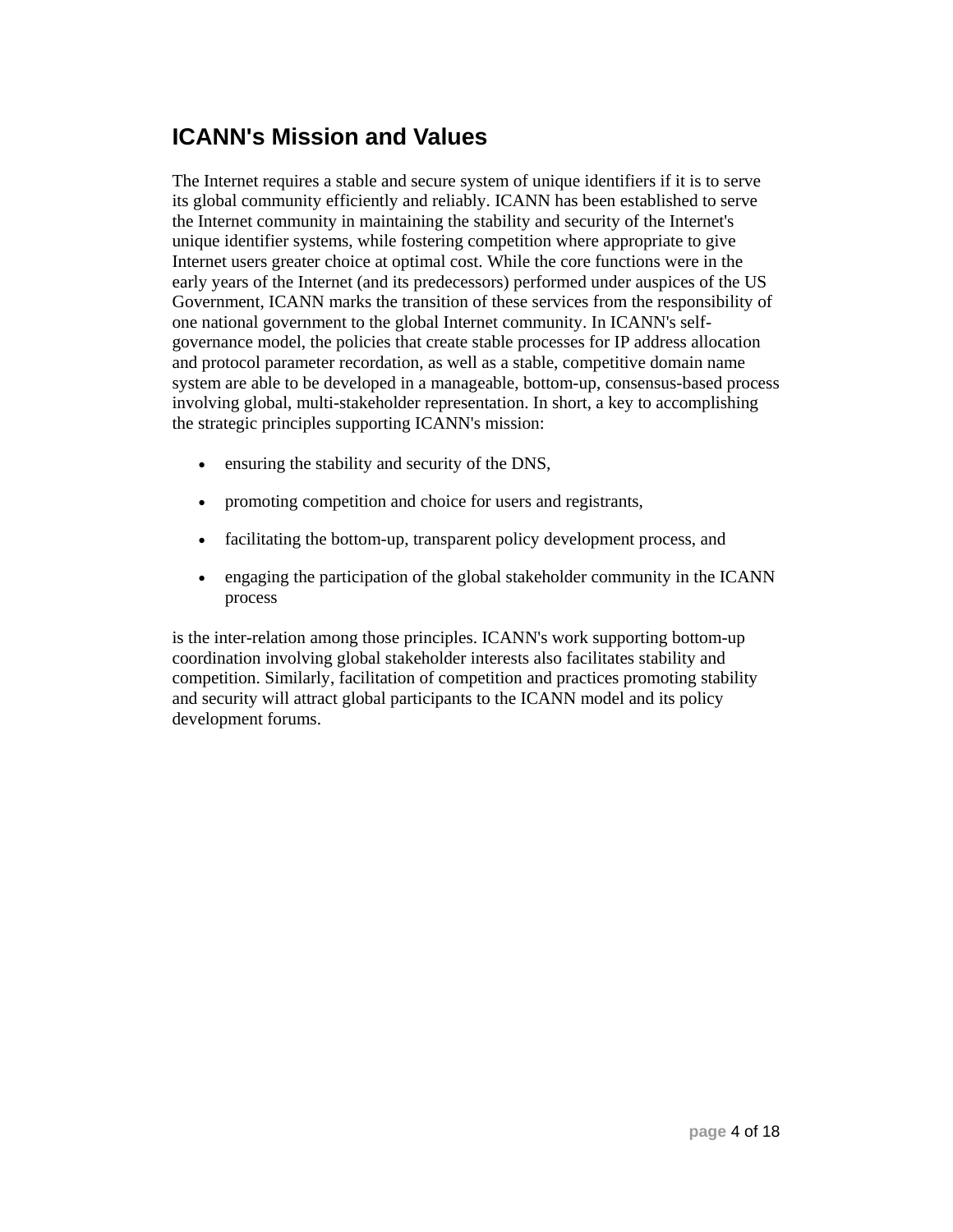## ICANN's Mission and Values

The Internet requires a stable and secure system of unique identifiers if it is to serve its global community efficiently and reliably. ICANN has been established to serve the Internet community in maintaining the stability and security of the Internet's unique identifier systems, while fostering competition where appropriate to give Internet users greater choice at optimal cost. While the core functions were in the early years of the Internet (and its predecessors) performed under auspices of the US Government, ICANN marks the transition of these services from the responsibility of one national government to the global Internet community. In ICANN's self-governance model, the policies that create stable processes for IP address allocation and protocol parameter recordation, as well as a stable, competitive domain name system are able to be developed in a manageable, bottom-up, consensus-based process involving global, multi-stakeholder representation. In short, a key to accomplishing the strategic principles supporting ICANN's mission:

- ensuring the stability and security of the DNS,
- promoting competition and choice for users and registrants,
- facilitating the bottom-up, transparent policy development process, and
- engaging the participation of the global stakeholder community in the ICANN process

is the inter-relation among those principles. ICANN's work supporting bottom-up coordination involving global stakeholder interests also facilitates stability and competition. Similarly, facilitation of competition and practices promoting stability and security will attract global participants to the ICANN model and its policy development forums.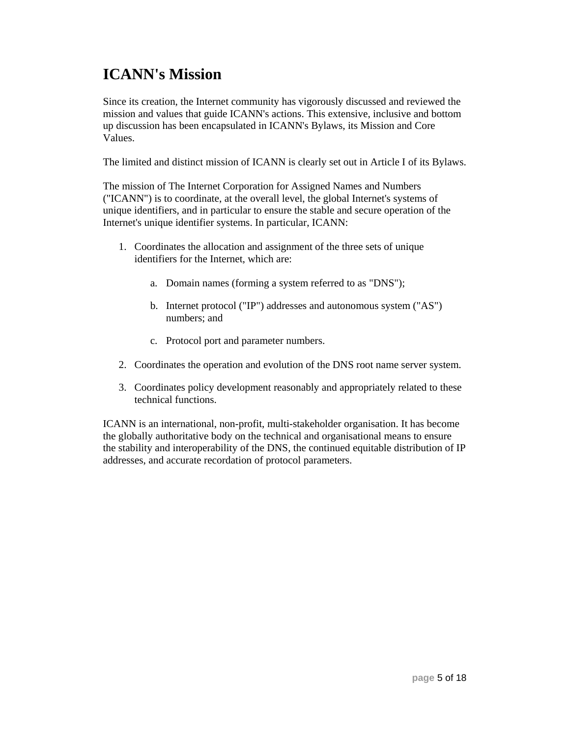# ICANN's Mission

Since its creation, the Internet community has vigorously discussed and reviewed the mission and values that guide ICANN's actions. This extensive, inclusive and bottom up discussion has been encapsulated in ICANN's Bylaws, its Mission and Core Values.

The limited and distinct mission of ICANN is clearly set out in Article I of its Bylaws.

The mission of The Internet Corporation for Assigned Names and Numbers ("ICANN") is to coordinate, at the overall level, the global Internet's systems of unique identifiers, and in particular to ensure the stable and secure operation of the Internet's unique identifier systems. In particular, ICANN:

1. Coordinates the allocation and assignment of the three sets of unique identifiers for the Internet, which are:

    a. Domain names (forming a system referred to as "DNS");

    b. Internet protocol ("IP") addresses and autonomous system ("AS") numbers; and

    c. Protocol port and parameter numbers.

2. Coordinates the operation and evolution of the DNS root name server system.

3. Coordinates policy development reasonably and appropriately related to these technical functions.

ICANN is an international, non-profit, multi-stakeholder organisation. It has become the globally authoritative body on the technical and organisational means to ensure the stability and interoperability of the DNS, the continued equitable distribution of IP addresses, and accurate recordation of protocol parameters.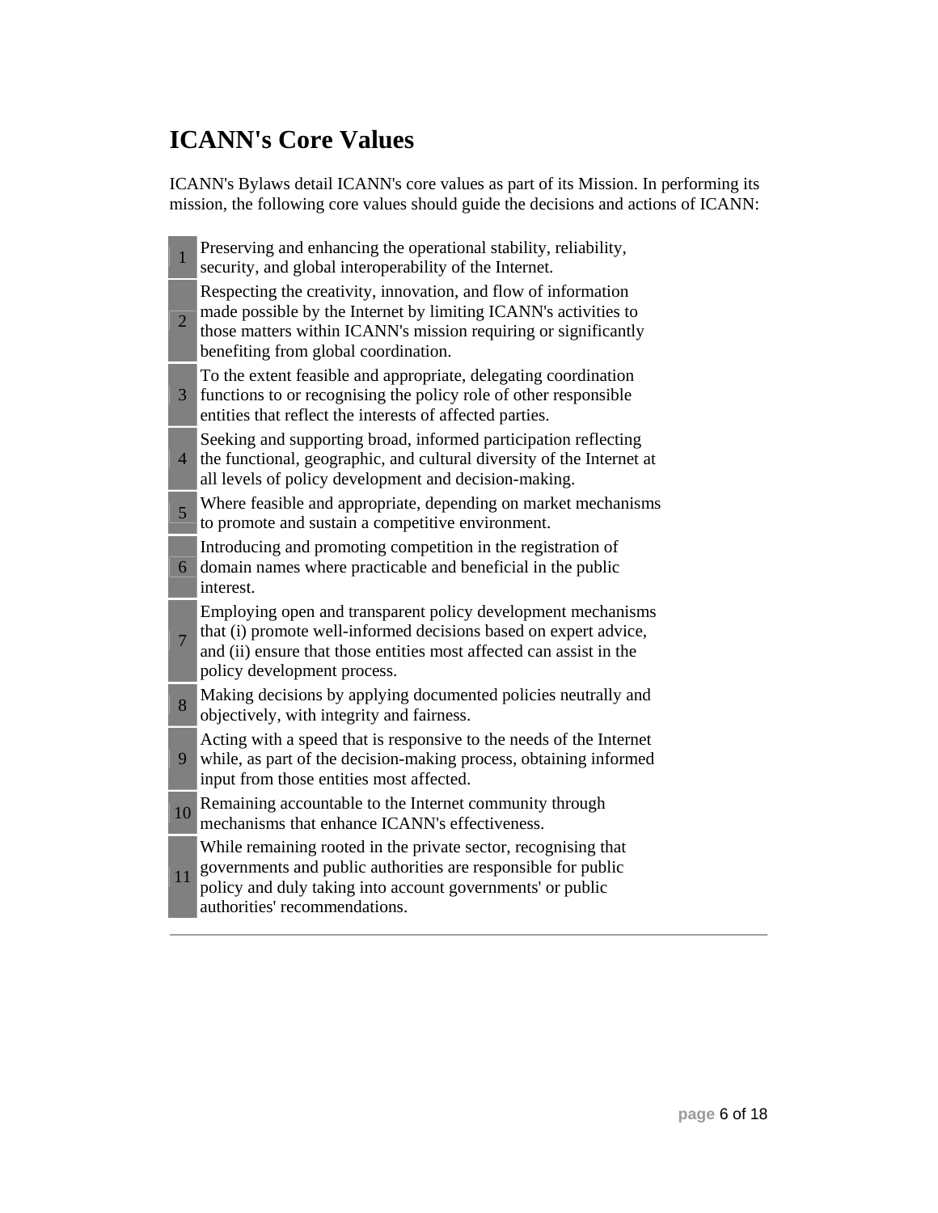# ICANN's Core Values

ICANN's Bylaws detail ICANN's core values as part of its Mission. In performing its mission, the following core values should guide the decisions and actions of ICANN:

| | |
|---|---|
| 1 | Preserving and enhancing the operational stability, reliability, security, and global interoperability of the Internet. |
| 2 | Respecting the creativity, innovation, and flow of information made possible by the Internet by limiting ICANN's activities to those matters within ICANN's mission requiring or significantly benefiting from global coordination. |
| 3 | To the extent feasible and appropriate, delegating coordination functions to or recognising the policy role of other responsible entities that reflect the interests of affected parties. |
| 4 | Seeking and supporting broad, informed participation reflecting the functional, geographic, and cultural diversity of the Internet at all levels of policy development and decision-making. |
| 5 | Where feasible and appropriate, depending on market mechanisms to promote and sustain a competitive environment. |
| 6 | Introducing and promoting competition in the registration of domain names where practicable and beneficial in the public interest. |
| 7 | Employing open and transparent policy development mechanisms that (i) promote well-informed decisions based on expert advice, and (ii) ensure that those entities most affected can assist in the policy development process. |
| 8 | Making decisions by applying documented policies neutrally and objectively, with integrity and fairness. |
| 9 | Acting with a speed that is responsive to the needs of the Internet while, as part of the decision-making process, obtaining informed input from those entities most affected. |
| 10 | Remaining accountable to the Internet community through mechanisms that enhance ICANN's effectiveness. |
| 11 | While remaining rooted in the private sector, recognising that governments and public authorities are responsible for public policy and duly taking into account governments' or public authorities' recommendations. |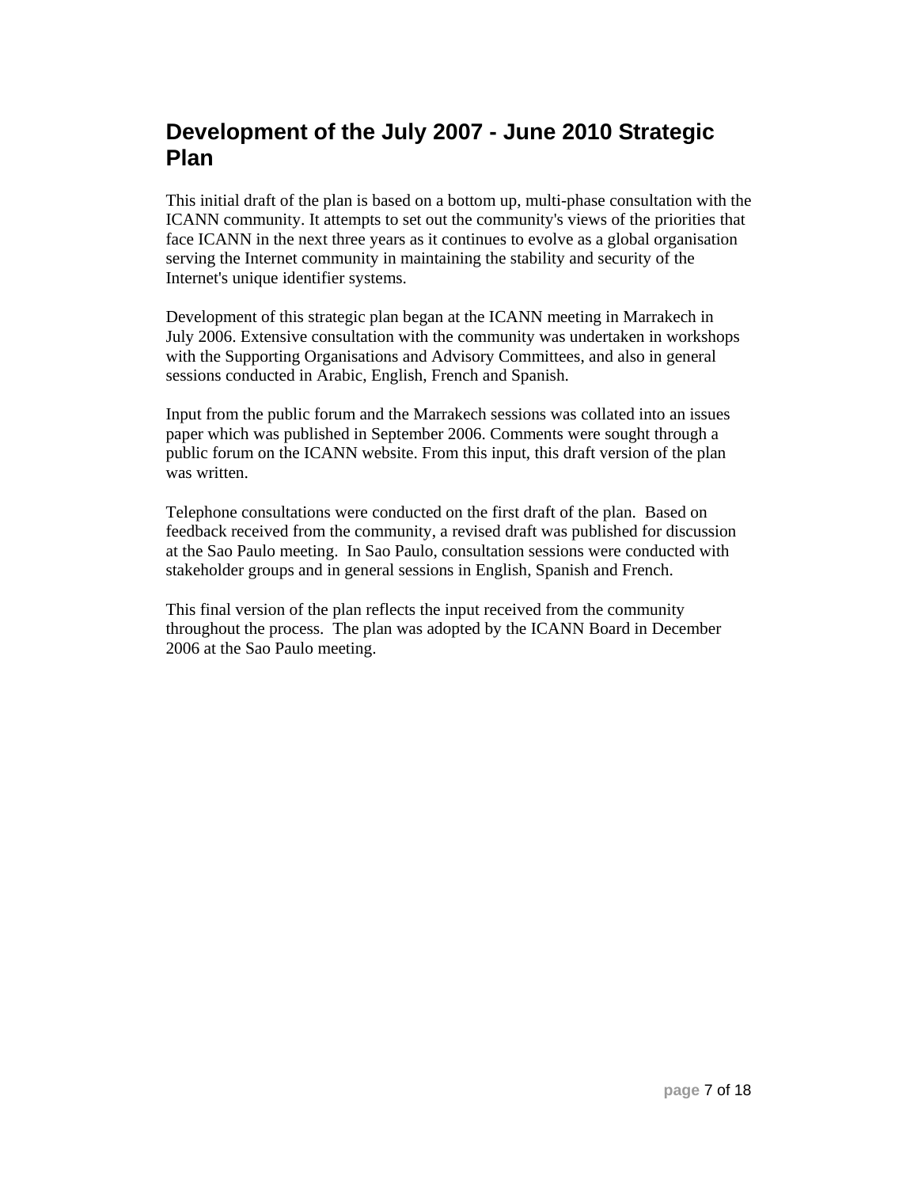## Development of the July 2007 - June 2010 Strategic Plan

This initial draft of the plan is based on a bottom up, multi-phase consultation with the ICANN community. It attempts to set out the community's views of the priorities that face ICANN in the next three years as it continues to evolve as a global organisation serving the Internet community in maintaining the stability and security of the Internet's unique identifier systems.

Development of this strategic plan began at the ICANN meeting in Marrakech in July 2006. Extensive consultation with the community was undertaken in workshops with the Supporting Organisations and Advisory Committees, and also in general sessions conducted in Arabic, English, French and Spanish.

Input from the public forum and the Marrakech sessions was collated into an issues paper which was published in September 2006. Comments were sought through a public forum on the ICANN website. From this input, this draft version of the plan was written.

Telephone consultations were conducted on the first draft of the plan. Based on feedback received from the community, a revised draft was published for discussion at the Sao Paulo meeting. In Sao Paulo, consultation sessions were conducted with stakeholder groups and in general sessions in English, Spanish and French.

This final version of the plan reflects the input received from the community throughout the process. The plan was adopted by the ICANN Board in December 2006 at the Sao Paulo meeting.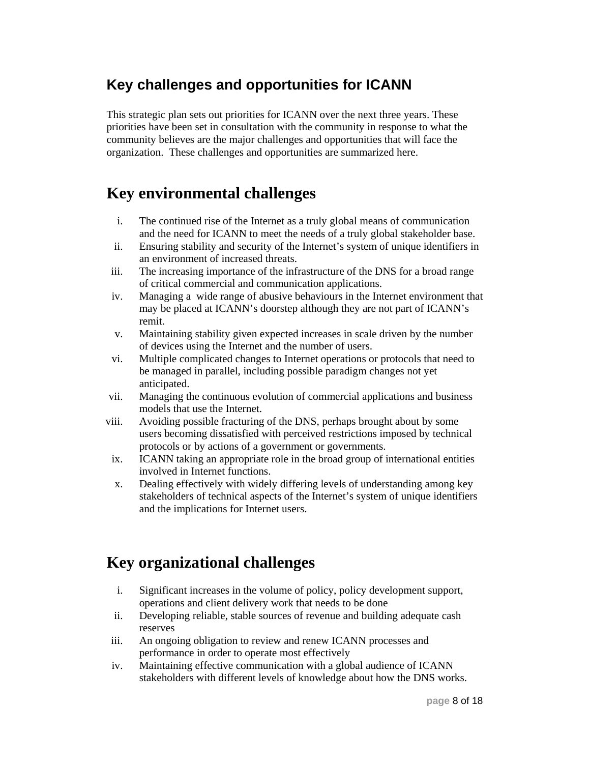## Key challenges and opportunities for ICANN

This strategic plan sets out priorities for ICANN over the next three years. These priorities have been set in consultation with the community in response to what the community believes are the major challenges and opportunities that will face the organization. These challenges and opportunities are summarized here.

# Key environmental challenges

i. The continued rise of the Internet as a truly global means of communication and the need for ICANN to meet the needs of a truly global stakeholder base.
ii. Ensuring stability and security of the Internet's system of unique identifiers in an environment of increased threats.
iii. The increasing importance of the infrastructure of the DNS for a broad range of critical commercial and communication applications.
iv. Managing a wide range of abusive behaviours in the Internet environment that may be placed at ICANN's doorstep although they are not part of ICANN's remit.
v. Maintaining stability given expected increases in scale driven by the number of devices using the Internet and the number of users.
vi. Multiple complicated changes to Internet operations or protocols that need to be managed in parallel, including possible paradigm changes not yet anticipated.
vii. Managing the continuous evolution of commercial applications and business models that use the Internet.
viii. Avoiding possible fracturing of the DNS, perhaps brought about by some users becoming dissatisfied with perceived restrictions imposed by technical protocols or by actions of a government or governments.
ix. ICANN taking an appropriate role in the broad group of international entities involved in Internet functions.
x. Dealing effectively with widely differing levels of understanding among key stakeholders of technical aspects of the Internet's system of unique identifiers and the implications for Internet users.

# Key organizational challenges

i. Significant increases in the volume of policy, policy development support, operations and client delivery work that needs to be done
ii. Developing reliable, stable sources of revenue and building adequate cash reserves
iii. An ongoing obligation to review and renew ICANN processes and performance in order to operate most effectively
iv. Maintaining effective communication with a global audience of ICANN stakeholders with different levels of knowledge about how the DNS works.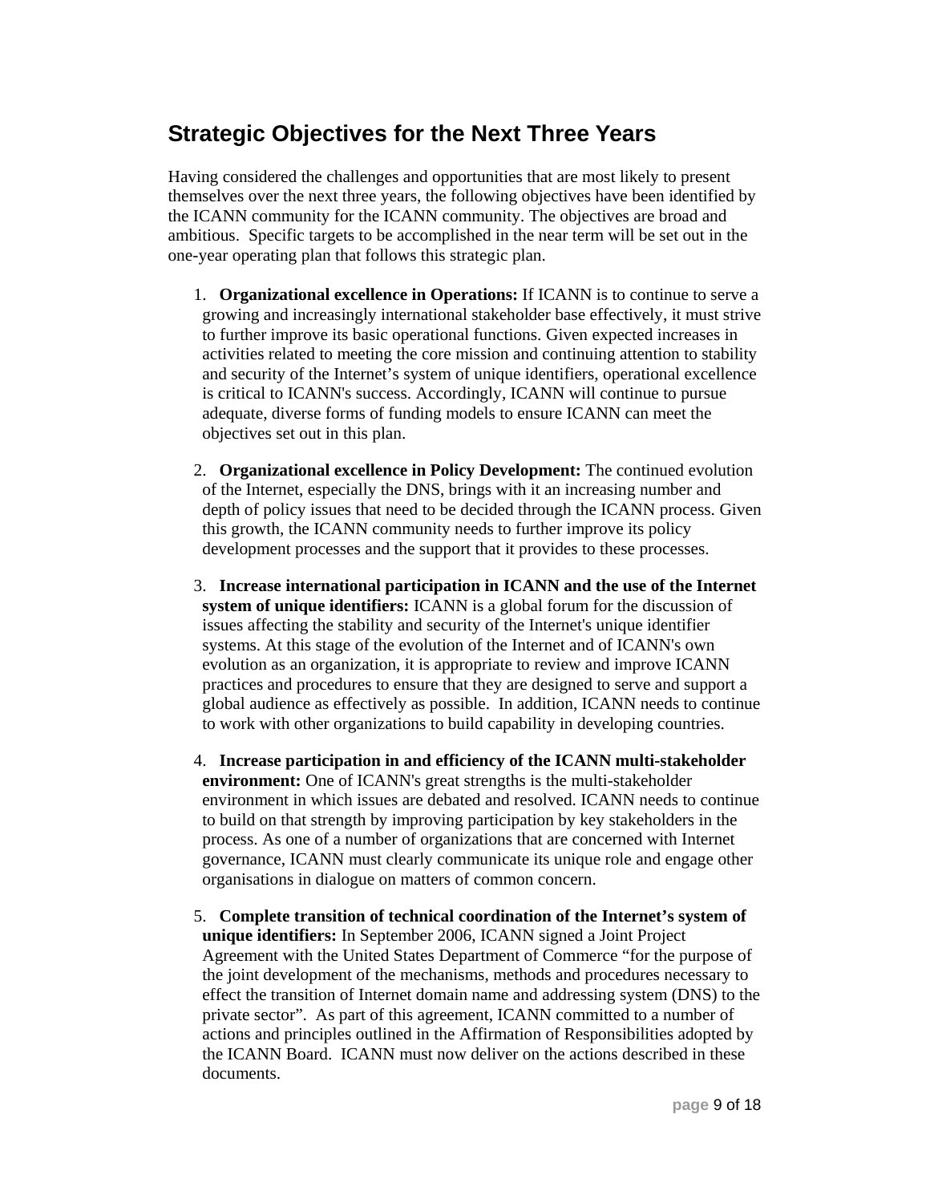## Strategic Objectives for the Next Three Years

Having considered the challenges and opportunities that are most likely to present themselves over the next three years, the following objectives have been identified by the ICANN community for the ICANN community. The objectives are broad and ambitious. Specific targets to be accomplished in the near term will be set out in the one-year operating plan that follows this strategic plan.

1. **Organizational excellence in Operations:** If ICANN is to continue to serve a growing and increasingly international stakeholder base effectively, it must strive to further improve its basic operational functions. Given expected increases in activities related to meeting the core mission and continuing attention to stability and security of the Internet's system of unique identifiers, operational excellence is critical to ICANN's success. Accordingly, ICANN will continue to pursue adequate, diverse forms of funding models to ensure ICANN can meet the objectives set out in this plan.

2. **Organizational excellence in Policy Development:** The continued evolution of the Internet, especially the DNS, brings with it an increasing number and depth of policy issues that need to be decided through the ICANN process. Given this growth, the ICANN community needs to further improve its policy development processes and the support that it provides to these processes.

3. **Increase international participation in ICANN and the use of the Internet system of unique identifiers:** ICANN is a global forum for the discussion of issues affecting the stability and security of the Internet's unique identifier systems. At this stage of the evolution of the Internet and of ICANN's own evolution as an organization, it is appropriate to review and improve ICANN practices and procedures to ensure that they are designed to serve and support a global audience as effectively as possible. In addition, ICANN needs to continue to work with other organizations to build capability in developing countries.

4. **Increase participation in and efficiency of the ICANN multi-stakeholder environment:** One of ICANN's great strengths is the multi-stakeholder environment in which issues are debated and resolved. ICANN needs to continue to build on that strength by improving participation by key stakeholders in the process. As one of a number of organizations that are concerned with Internet governance, ICANN must clearly communicate its unique role and engage other organisations in dialogue on matters of common concern.

5. **Complete transition of technical coordination of the Internet's system of unique identifiers:** In September 2006, ICANN signed a Joint Project Agreement with the United States Department of Commerce "for the purpose of the joint development of the mechanisms, methods and procedures necessary to effect the transition of Internet domain name and addressing system (DNS) to the private sector". As part of this agreement, ICANN committed to a number of actions and principles outlined in the Affirmation of Responsibilities adopted by the ICANN Board. ICANN must now deliver on the actions described in these documents.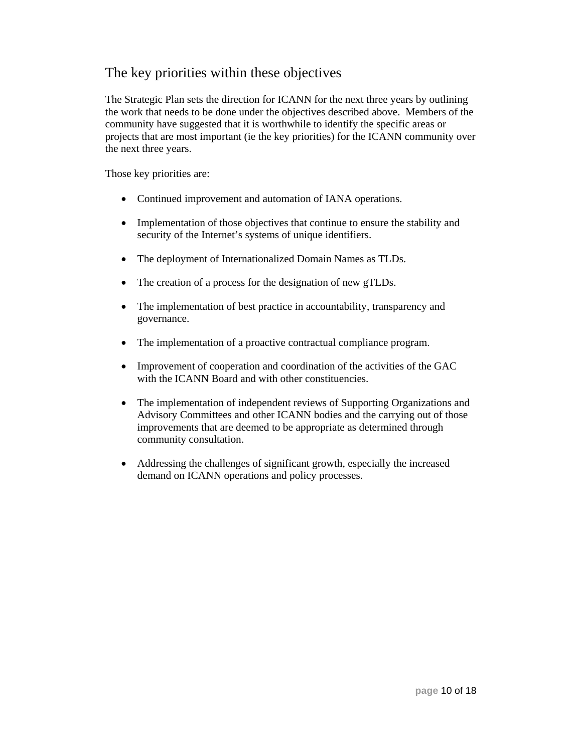## The key priorities within these objectives

The Strategic Plan sets the direction for ICANN for the next three years by outlining the work that needs to be done under the objectives described above. Members of the community have suggested that it is worthwhile to identify the specific areas or projects that are most important (ie the key priorities) for the ICANN community over the next three years.

Those key priorities are:

- Continued improvement and automation of IANA operations.
- Implementation of those objectives that continue to ensure the stability and security of the Internet's systems of unique identifiers.
- The deployment of Internationalized Domain Names as TLDs.
- The creation of a process for the designation of new gTLDs.
- The implementation of best practice in accountability, transparency and governance.
- The implementation of a proactive contractual compliance program.
- Improvement of cooperation and coordination of the activities of the GAC with the ICANN Board and with other constituencies.
- The implementation of independent reviews of Supporting Organizations and Advisory Committees and other ICANN bodies and the carrying out of those improvements that are deemed to be appropriate as determined through community consultation.
- Addressing the challenges of significant growth, especially the increased demand on ICANN operations and policy processes.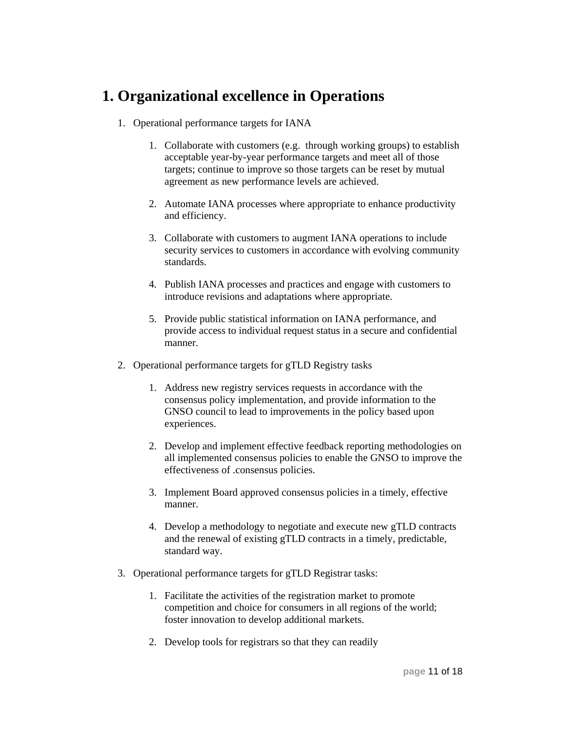# 1. Organizational excellence in Operations

1. Operational performance targets for IANA

    1. Collaborate with customers (e.g.  through working groups) to establish acceptable year-by-year performance targets and meet all of those targets; continue to improve so those targets can be reset by mutual agreement as new performance levels are achieved.

    2. Automate IANA processes where appropriate to enhance productivity and efficiency.

    3. Collaborate with customers to augment IANA operations to include security services to customers in accordance with evolving community standards.

    4. Publish IANA processes and practices and engage with customers to introduce revisions and adaptations where appropriate.

    5. Provide public statistical information on IANA performance, and provide access to individual request status in a secure and confidential manner.

2. Operational performance targets for gTLD Registry tasks

    1. Address new registry services requests in accordance with the consensus policy implementation, and provide information to the GNSO council to lead to improvements in the policy based upon experiences.

    2. Develop and implement effective feedback reporting methodologies on all implemented consensus policies to enable the GNSO to improve the effectiveness of .consensus policies.

    3. Implement Board approved consensus policies in a timely, effective manner.

    4. Develop a methodology to negotiate and execute new gTLD contracts and the renewal of existing gTLD contracts in a timely, predictable, standard way.

3. Operational performance targets for gTLD Registrar tasks:

    1. Facilitate the activities of the registration market to promote competition and choice for consumers in all regions of the world; foster innovation to develop additional markets.

    2. Develop tools for registrars so that they can readily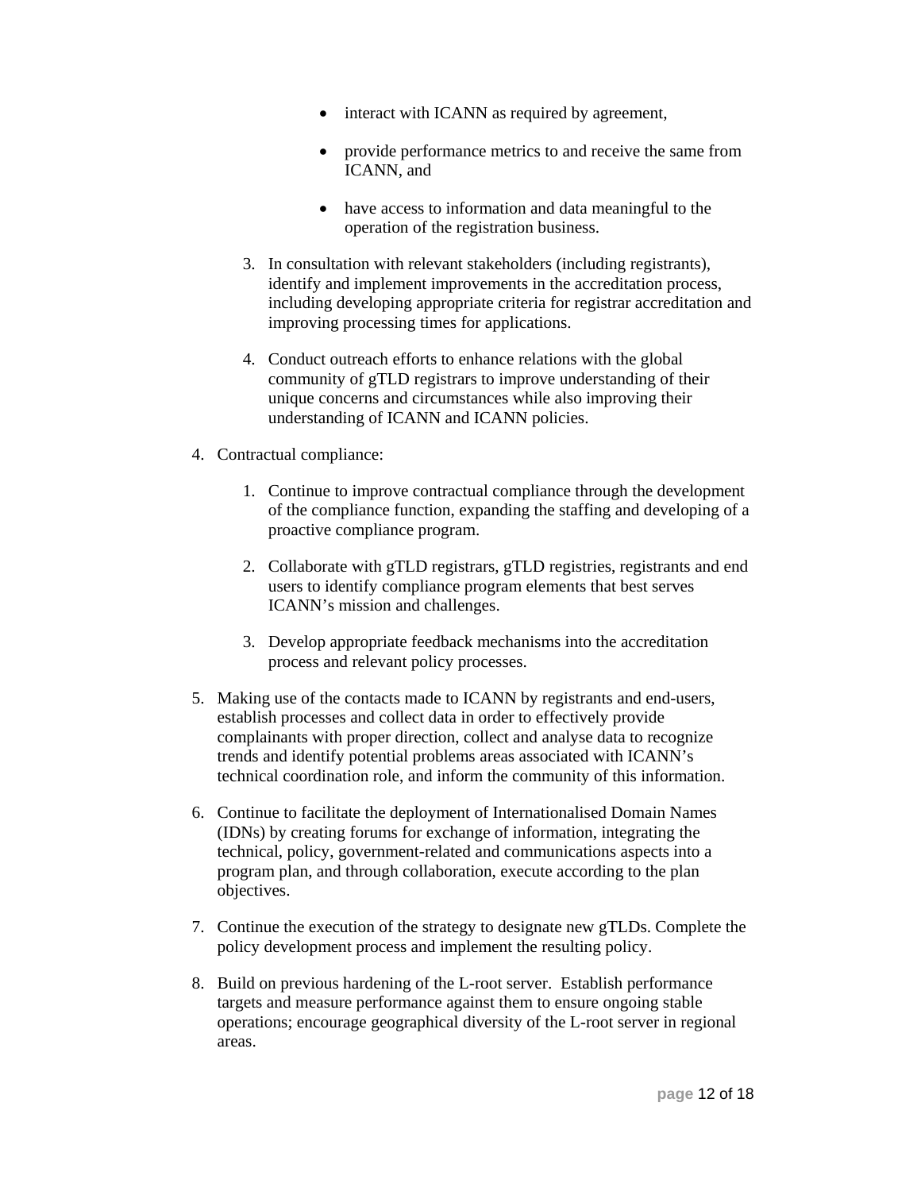- interact with ICANN as required by agreement,
- provide performance metrics to and receive the same from ICANN, and
- have access to information and data meaningful to the operation of the registration business.

3. In consultation with relevant stakeholders (including registrants), identify and implement improvements in the accreditation process, including developing appropriate criteria for registrar accreditation and improving processing times for applications.

4. Conduct outreach efforts to enhance relations with the global community of gTLD registrars to improve understanding of their unique concerns and circumstances while also improving their understanding of ICANN and ICANN policies.

4. Contractual compliance:

    1. Continue to improve contractual compliance through the development of the compliance function, expanding the staffing and developing of a proactive compliance program.

    2. Collaborate with gTLD registrars, gTLD registries, registrants and end users to identify compliance program elements that best serves ICANN's mission and challenges.

    3. Develop appropriate feedback mechanisms into the accreditation process and relevant policy processes.

5. Making use of the contacts made to ICANN by registrants and end-users, establish processes and collect data in order to effectively provide complainants with proper direction, collect and analyse data to recognize trends and identify potential problems areas associated with ICANN's technical coordination role, and inform the community of this information.

6. Continue to facilitate the deployment of Internationalised Domain Names (IDNs) by creating forums for exchange of information, integrating the technical, policy, government-related and communications aspects into a program plan, and through collaboration, execute according to the plan objectives.

7. Continue the execution of the strategy to designate new gTLDs. Complete the policy development process and implement the resulting policy.

8. Build on previous hardening of the L-root server. Establish performance targets and measure performance against them to ensure ongoing stable operations; encourage geographical diversity of the L-root server in regional areas.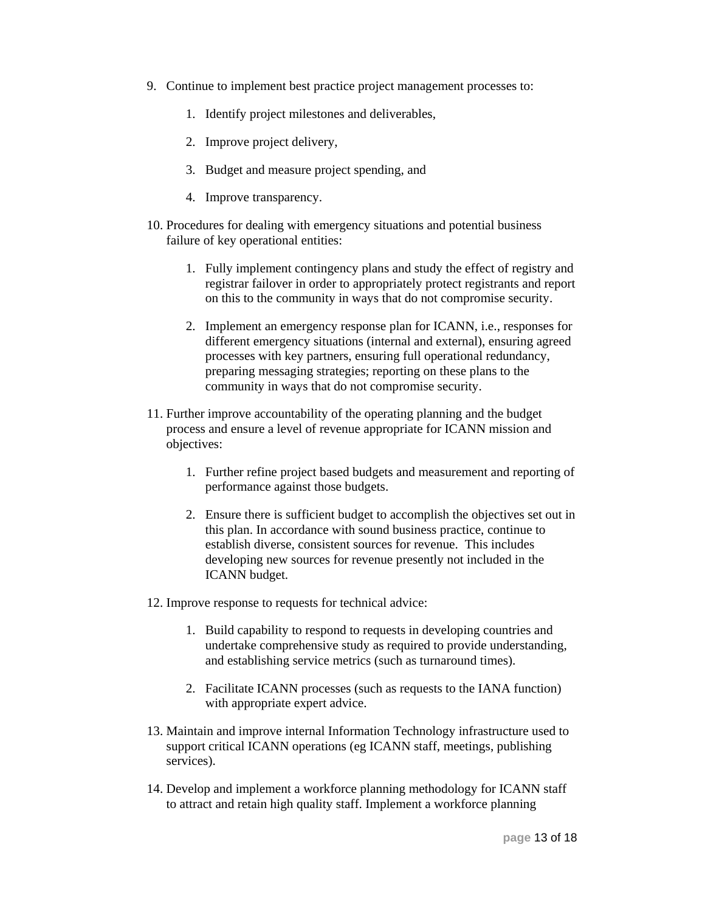9. Continue to implement best practice project management processes to:

    1. Identify project milestones and deliverables,

    2. Improve project delivery,

    3. Budget and measure project spending, and

    4. Improve transparency.

10. Procedures for dealing with emergency situations and potential business failure of key operational entities:

    1. Fully implement contingency plans and study the effect of registry and registrar failover in order to appropriately protect registrants and report on this to the community in ways that do not compromise security.

    2. Implement an emergency response plan for ICANN, i.e., responses for different emergency situations (internal and external), ensuring agreed processes with key partners, ensuring full operational redundancy, preparing messaging strategies; reporting on these plans to the community in ways that do not compromise security.

11. Further improve accountability of the operating planning and the budget process and ensure a level of revenue appropriate for ICANN mission and objectives:

    1. Further refine project based budgets and measurement and reporting of performance against those budgets.

    2. Ensure there is sufficient budget to accomplish the objectives set out in this plan. In accordance with sound business practice, continue to establish diverse, consistent sources for revenue.  This includes developing new sources for revenue presently not included in the ICANN budget.

12. Improve response to requests for technical advice:

    1. Build capability to respond to requests in developing countries and undertake comprehensive study as required to provide understanding, and establishing service metrics (such as turnaround times).

    2. Facilitate ICANN processes (such as requests to the IANA function) with appropriate expert advice.

13. Maintain and improve internal Information Technology infrastructure used to support critical ICANN operations (eg ICANN staff, meetings, publishing services).

14. Develop and implement a workforce planning methodology for ICANN staff to attract and retain high quality staff. Implement a workforce planning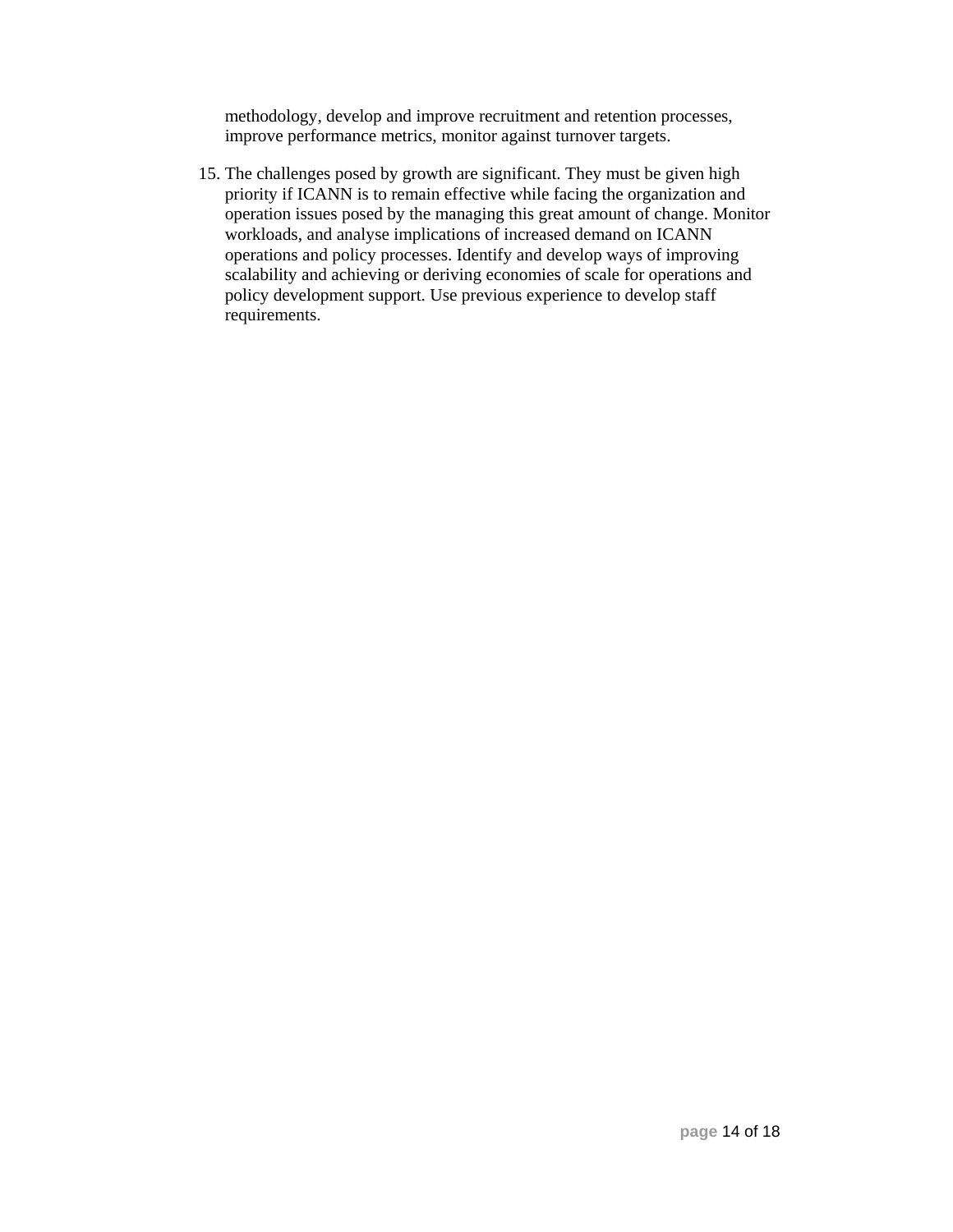methodology, develop and improve recruitment and retention processes, improve performance metrics, monitor against turnover targets.

15. The challenges posed by growth are significant. They must be given high priority if ICANN is to remain effective while facing the organization and operation issues posed by the managing this great amount of change. Monitor workloads, and analyse implications of increased demand on ICANN operations and policy processes. Identify and develop ways of improving scalability and achieving or deriving economies of scale for operations and policy development support. Use previous experience to develop staff requirements.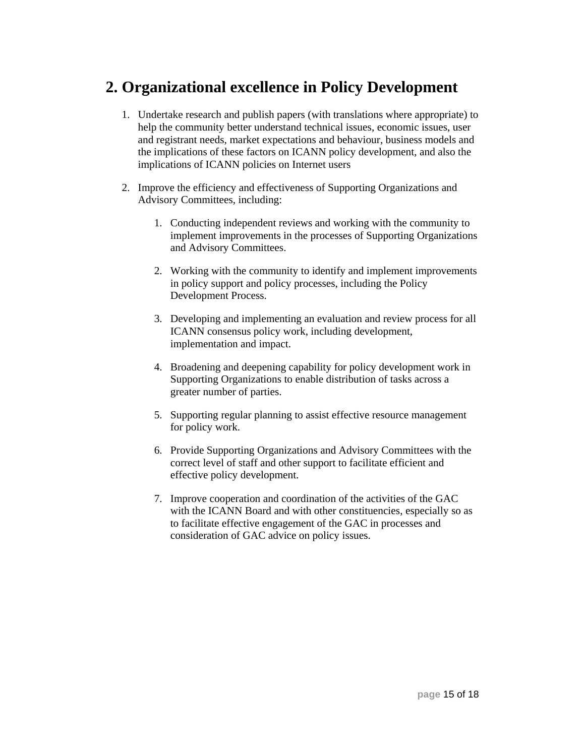## 2. Organizational excellence in Policy Development

1. Undertake research and publish papers (with translations where appropriate) to help the community better understand technical issues, economic issues, user and registrant needs, market expectations and behaviour, business models and the implications of these factors on ICANN policy development, and also the implications of ICANN policies on Internet users

2. Improve the efficiency and effectiveness of Supporting Organizations and Advisory Committees, including:

    1. Conducting independent reviews and working with the community to implement improvements in the processes of Supporting Organizations and Advisory Committees.

    2. Working with the community to identify and implement improvements in policy support and policy processes, including the Policy Development Process.

    3. Developing and implementing an evaluation and review process for all ICANN consensus policy work, including development, implementation and impact.

    4. Broadening and deepening capability for policy development work in Supporting Organizations to enable distribution of tasks across a greater number of parties.

    5. Supporting regular planning to assist effective resource management for policy work.

    6. Provide Supporting Organizations and Advisory Committees with the correct level of staff and other support to facilitate efficient and effective policy development.

    7. Improve cooperation and coordination of the activities of the GAC with the ICANN Board and with other constituencies, especially so as to facilitate effective engagement of the GAC in processes and consideration of GAC advice on policy issues.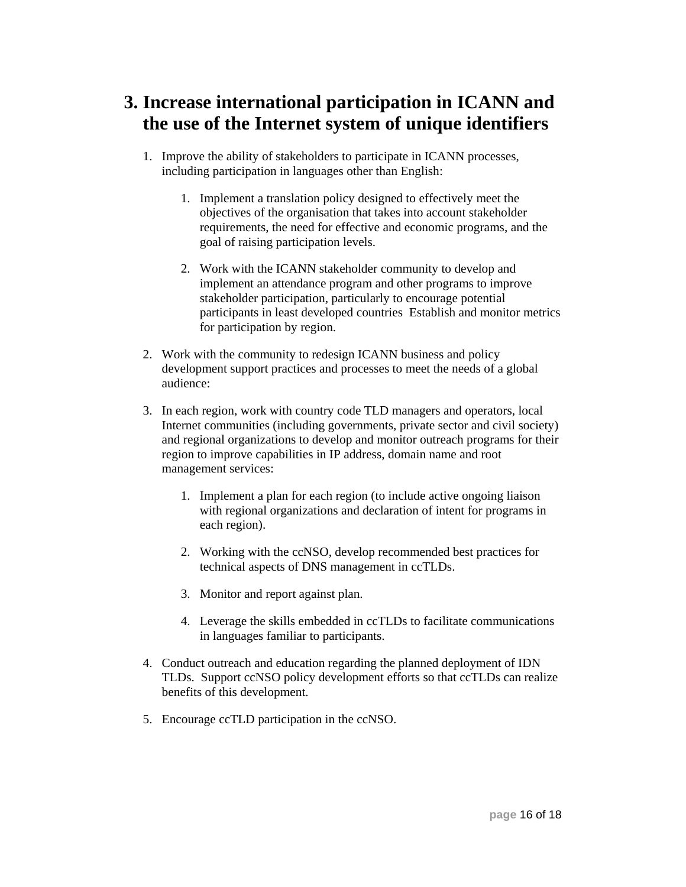# 3. Increase international participation in ICANN and the use of the Internet system of unique identifiers

1. Improve the ability of stakeholders to participate in ICANN processes, including participation in languages other than English:

    1. Implement a translation policy designed to effectively meet the objectives of the organisation that takes into account stakeholder requirements, the need for effective and economic programs, and the goal of raising participation levels.

    2. Work with the ICANN stakeholder community to develop and implement an attendance program and other programs to improve stakeholder participation, particularly to encourage potential participants in least developed countries Establish and monitor metrics for participation by region.

2. Work with the community to redesign ICANN business and policy development support practices and processes to meet the needs of a global audience:

3. In each region, work with country code TLD managers and operators, local Internet communities (including governments, private sector and civil society) and regional organizations to develop and monitor outreach programs for their region to improve capabilities in IP address, domain name and root management services:

    1. Implement a plan for each region (to include active ongoing liaison with regional organizations and declaration of intent for programs in each region).

    2. Working with the ccNSO, develop recommended best practices for technical aspects of DNS management in ccTLDs.

    3. Monitor and report against plan.

    4. Leverage the skills embedded in ccTLDs to facilitate communications in languages familiar to participants.

4. Conduct outreach and education regarding the planned deployment of IDN TLDs. Support ccNSO policy development efforts so that ccTLDs can realize benefits of this development.

5. Encourage ccTLD participation in the ccNSO.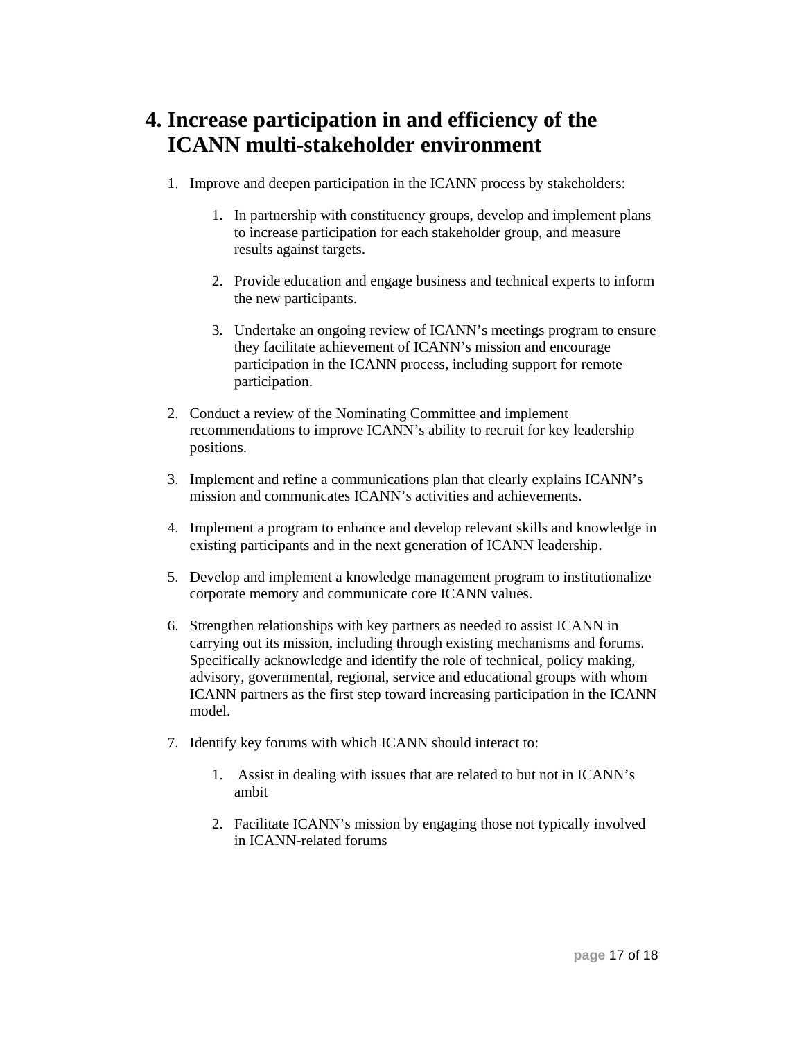# 4. Increase participation in and efficiency of the ICANN multi-stakeholder environment

1. Improve and deepen participation in the ICANN process by stakeholders:

    1. In partnership with constituency groups, develop and implement plans to increase participation for each stakeholder group, and measure results against targets.

    2. Provide education and engage business and technical experts to inform the new participants.

    3. Undertake an ongoing review of ICANN's meetings program to ensure they facilitate achievement of ICANN's mission and encourage participation in the ICANN process, including support for remote participation.

2. Conduct a review of the Nominating Committee and implement recommendations to improve ICANN's ability to recruit for key leadership positions.

3. Implement and refine a communications plan that clearly explains ICANN's mission and communicates ICANN's activities and achievements.

4. Implement a program to enhance and develop relevant skills and knowledge in existing participants and in the next generation of ICANN leadership.

5. Develop and implement a knowledge management program to institutionalize corporate memory and communicate core ICANN values.

6. Strengthen relationships with key partners as needed to assist ICANN in carrying out its mission, including through existing mechanisms and forums. Specifically acknowledge and identify the role of technical, policy making, advisory, governmental, regional, service and educational groups with whom ICANN partners as the first step toward increasing participation in the ICANN model.

7. Identify key forums with which ICANN should interact to:

    1. Assist in dealing with issues that are related to but not in ICANN's ambit

    2. Facilitate ICANN's mission by engaging those not typically involved in ICANN-related forums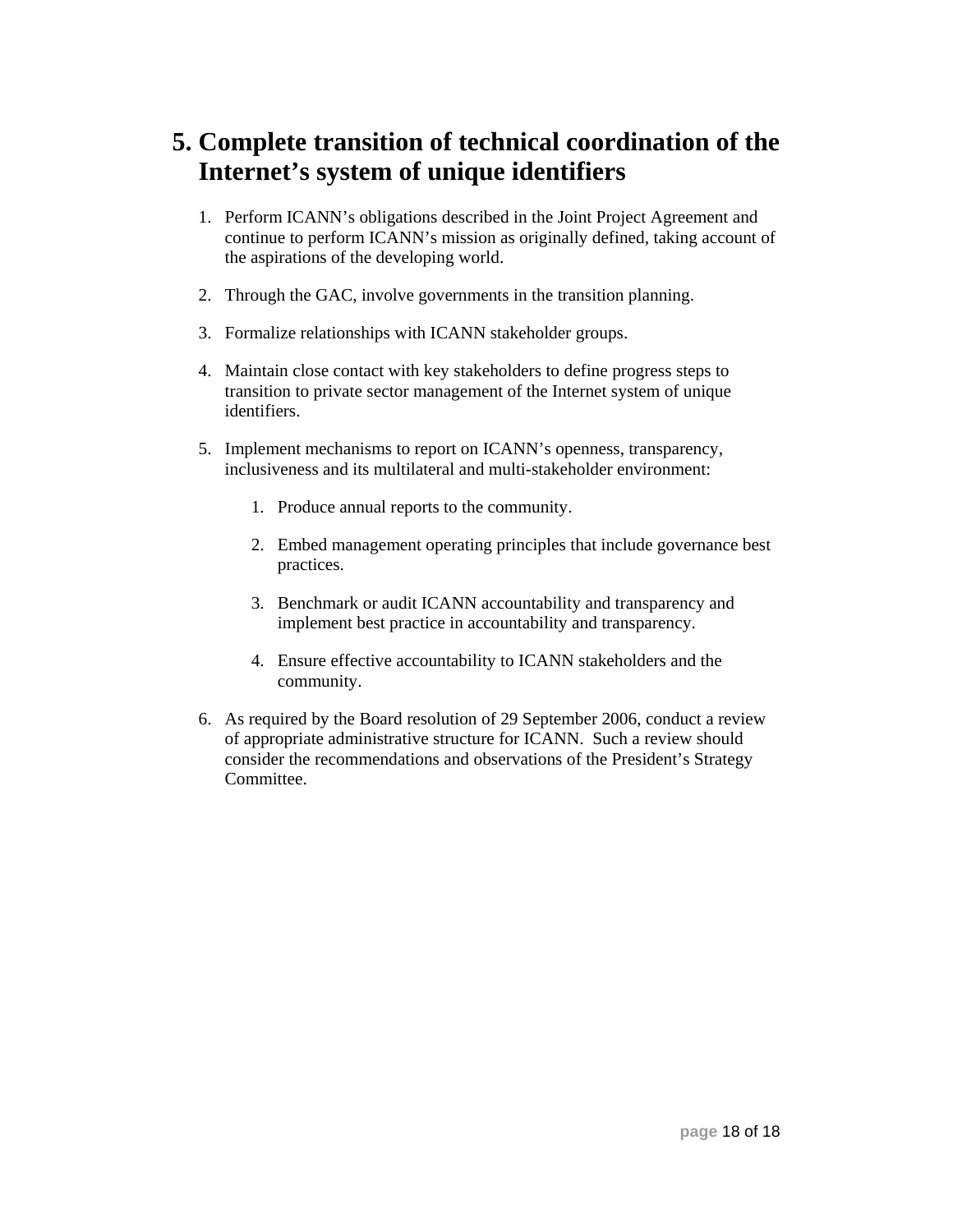# 5. Complete transition of technical coordination of the Internet's system of unique identifiers

1. Perform ICANN's obligations described in the Joint Project Agreement and continue to perform ICANN's mission as originally defined, taking account of the aspirations of the developing world.

2. Through the GAC, involve governments in the transition planning.

3. Formalize relationships with ICANN stakeholder groups.

4. Maintain close contact with key stakeholders to define progress steps to transition to private sector management of the Internet system of unique identifiers.

5. Implement mechanisms to report on ICANN's openness, transparency, inclusiveness and its multilateral and multi-stakeholder environment:

    1. Produce annual reports to the community.

    2. Embed management operating principles that include governance best practices.

    3. Benchmark or audit ICANN accountability and transparency and implement best practice in accountability and transparency.

    4. Ensure effective accountability to ICANN stakeholders and the community.

6. As required by the Board resolution of 29 September 2006, conduct a review of appropriate administrative structure for ICANN. Such a review should consider the recommendations and observations of the President's Strategy Committee.